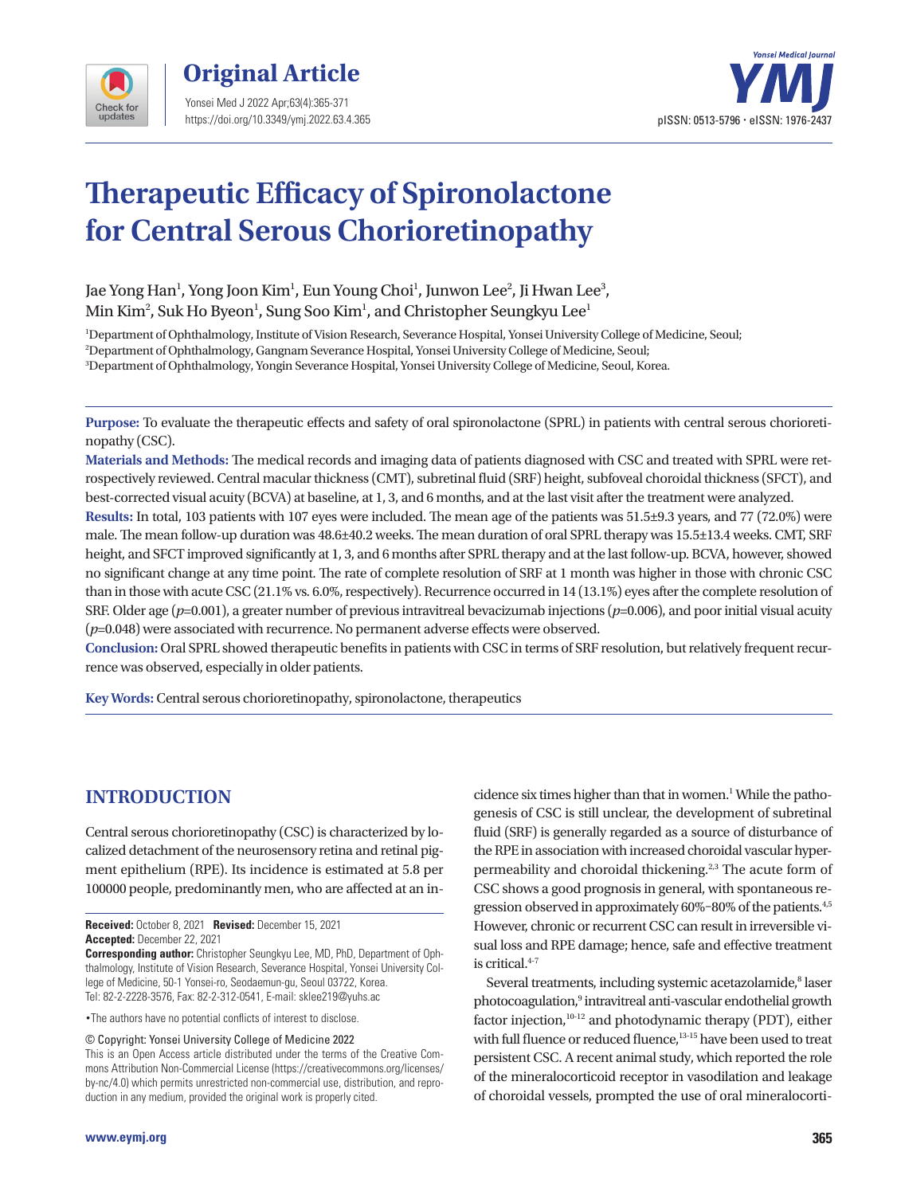Original Article

# Therapeutic Efficacy of Spironolactone for Central Serous Chorioretinopathy

Jae Yong Han[1], Yong Joon Kim[1], Eun Young Choi[1], Junwon Lee[2], Ji Hwan Lee[3], Min Kim[2], Suk Ho Byeon[1], Sung Soo Kim[1], and Christopher Seungkyu Lee[1]

[1]Department of Ophthalmology, Institute of Vision Research, Severance Hospital, Yonsei University College of Medicine, Seoul;
[2]Department of Ophthalmology, Gangnam Severance Hospital, Yonsei University College of Medicine, Seoul;
[3]Department of Ophthalmology, Yongin Severance Hospital, Yonsei University College of Medicine, Seoul, Korea.

**Purpose:** To evaluate the therapeutic effects and safety of oral spironolactone (SPRL) in patients with central serous chorioretinopathy (CSC).

**Materials and Methods:** The medical records and imaging data of patients diagnosed with CSC and treated with SPRL were retrospectively reviewed. Central macular thickness (CMT), subretinal fluid (SRF) height, subfoveal choroidal thickness (SFCT), and best-corrected visual acuity (BCVA) at baseline, at 1, 3, and 6 months, and at the last visit after the treatment were analyzed.

**Results:** In total, 103 patients with 107 eyes were included. The mean age of the patients was 51.5±9.3 years, and 77 (72.0%) were male. The mean follow-up duration was 48.6±40.2 weeks. The mean duration of oral SPRL therapy was 15.5±13.4 weeks. CMT, SRF height, and SFCT improved significantly at 1, 3, and 6 months after SPRL therapy and at the last follow-up. BCVA, however, showed no significant change at any time point. The rate of complete resolution of SRF at 1 month was higher in those with chronic CSC than in those with acute CSC (21.1% vs. 6.0%, respectively). Recurrence occurred in 14 (13.1%) eyes after the complete resolution of SRF. Older age ($p$=0.001), a greater number of previous intravitreal bevacizumab injections ($p$=0.006), and poor initial visual acuity ($p$=0.048) were associated with recurrence. No permanent adverse effects were observed.

**Conclusion:** Oral SPRL showed therapeutic benefits in patients with CSC in terms of SRF resolution, but relatively frequent recurrence was observed, especially in older patients.

**Key Words:** Central serous chorioretinopathy, spironolactone, therapeutics

## INTRODUCTION

Central serous chorioretinopathy (CSC) is characterized by localized detachment of the neurosensory retina and retinal pigment epithelium (RPE). Its incidence is estimated at 5.8 per 100000 people, predominantly men, who are affected at an incidence six times higher than that in women.[1] While the pathogenesis of CSC is still unclear, the development of subretinal fluid (SRF) is generally regarded as a source of disturbance of the RPE in association with increased choroidal vascular hyperpermeability and choroidal thickening.[2,3] The acute form of CSC shows a good prognosis in general, with spontaneous regression observed in approximately 60%–80% of the patients.[4,5] However, chronic or recurrent CSC can result in irreversible visual loss and RPE damage; hence, safe and effective treatment is critical.[4-7]

Several treatments, including systemic acetazolamide,[8] laser photocoagulation,[9] intravitreal anti-vascular endothelial growth factor injection,[10-12] and photodynamic therapy (PDT), either with full fluence or reduced fluence,[13-15] have been used to treat persistent CSC. A recent animal study, which reported the role of the mineralocorticoid receptor in vasodilation and leakage of choroidal vessels, prompted the use of oral mineralocorti-

**Received:** October 8, 2021 **Revised:** December 15, 2021
**Accepted:** December 22, 2021

**Corresponding author:** Christopher Seungkyu Lee, MD, PhD, Department of Ophthalmology, Institute of Vision Research, Severance Hospital, Yonsei University College of Medicine, 50-1 Yonsei-ro, Seodaemun-gu, Seoul 03722, Korea.
Tel: 82-2-2228-3576, Fax: 82-2-312-0541, E-mail: sklee219@yuhs.ac

•The authors have no potential conflicts of interest to disclose.

© Copyright: Yonsei University College of Medicine 2022

This is an Open Access article distributed under the terms of the Creative Commons Attribution Non-Commercial License (https://creativecommons.org/licenses/by-nc/4.0) which permits unrestricted non-commercial use, distribution, and reproduction in any medium, provided the original work is properly cited.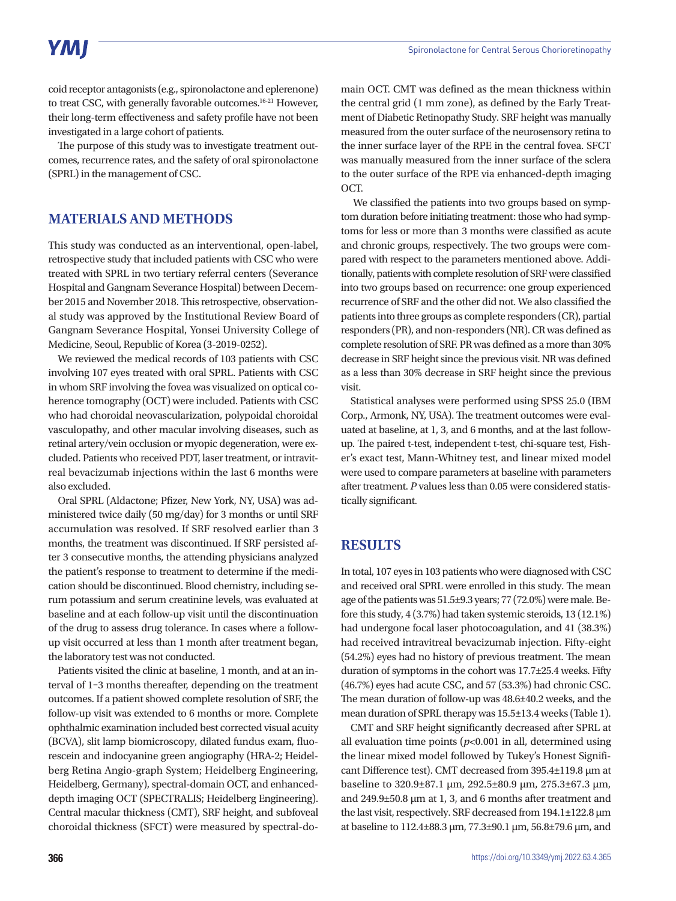coid receptor antagonists (e.g., spironolactone and eplerenone) to treat CSC, with generally favorable outcomes.[16-21] However, their long-term effectiveness and safety profile have not been investigated in a large cohort of patients.

The purpose of this study was to investigate treatment outcomes, recurrence rates, and the safety of oral spironolactone (SPRL) in the management of CSC.

## MATERIALS AND METHODS

This study was conducted as an interventional, open-label, retrospective study that included patients with CSC who were treated with SPRL in two tertiary referral centers (Severance Hospital and Gangnam Severance Hospital) between December 2015 and November 2018. This retrospective, observational study was approved by the Institutional Review Board of Gangnam Severance Hospital, Yonsei University College of Medicine, Seoul, Republic of Korea (3-2019-0252).

We reviewed the medical records of 103 patients with CSC involving 107 eyes treated with oral SPRL. Patients with CSC in whom SRF involving the fovea was visualized on optical coherence tomography (OCT) were included. Patients with CSC who had choroidal neovascularization, polypoidal choroidal vasculopathy, and other macular involving diseases, such as retinal artery/vein occlusion or myopic degeneration, were excluded. Patients who received PDT, laser treatment, or intravitreal bevacizumab injections within the last 6 months were also excluded.

Oral SPRL (Aldactone; Pfizer, New York, NY, USA) was administered twice daily (50 mg/day) for 3 months or until SRF accumulation was resolved. If SRF resolved earlier than 3 months, the treatment was discontinued. If SRF persisted after 3 consecutive months, the attending physicians analyzed the patient's response to treatment to determine if the medication should be discontinued. Blood chemistry, including serum potassium and serum creatinine levels, was evaluated at baseline and at each follow-up visit until the discontinuation of the drug to assess drug tolerance. In cases where a follow-up visit occurred at less than 1 month after treatment began, the laboratory test was not conducted.

Patients visited the clinic at baseline, 1 month, and at an interval of 1–3 months thereafter, depending on the treatment outcomes. If a patient showed complete resolution of SRF, the follow-up visit was extended to 6 months or more. Complete ophthalmic examination included best corrected visual acuity (BCVA), slit lamp biomicroscopy, dilated fundus exam, fluorescein and indocyanine green angiography (HRA-2; Heidelberg Retina Angio-graph System; Heidelberg Engineering, Heidelberg, Germany), spectral-domain OCT, and enhanced-depth imaging OCT (SPECTRALIS; Heidelberg Engineering). Central macular thickness (CMT), SRF height, and subfoveal choroidal thickness (SFCT) were measured by spectral-domain OCT. CMT was defined as the mean thickness within the central grid (1 mm zone), as defined by the Early Treatment of Diabetic Retinopathy Study. SRF height was manually measured from the outer surface of the neurosensory retina to the inner surface layer of the RPE in the central fovea. SFCT was manually measured from the inner surface of the sclera to the outer surface of the RPE via enhanced-depth imaging OCT.

We classified the patients into two groups based on symptom duration before initiating treatment: those who had symptoms for less or more than 3 months were classified as acute and chronic groups, respectively. The two groups were compared with respect to the parameters mentioned above. Additionally, patients with complete resolution of SRF were classified into two groups based on recurrence: one group experienced recurrence of SRF and the other did not. We also classified the patients into three groups as complete responders (CR), partial responders (PR), and non-responders (NR). CR was defined as complete resolution of SRF. PR was defined as a more than 30% decrease in SRF height since the previous visit. NR was defined as a less than 30% decrease in SRF height since the previous visit.

Statistical analyses were performed using SPSS 25.0 (IBM Corp., Armonk, NY, USA). The treatment outcomes were evaluated at baseline, at 1, 3, and 6 months, and at the last follow-up. The paired t-test, independent t-test, chi-square test, Fisher's exact test, Mann-Whitney test, and linear mixed model were used to compare parameters at baseline with parameters after treatment. *P* values less than 0.05 were considered statistically significant.

## RESULTS

In total, 107 eyes in 103 patients who were diagnosed with CSC and received oral SPRL were enrolled in this study. The mean age of the patients was 51.5±9.3 years; 77 (72.0%) were male. Before this study, 4 (3.7%) had taken systemic steroids, 13 (12.1%) had undergone focal laser photocoagulation, and 41 (38.3%) had received intravitreal bevacizumab injection. Fifty-eight (54.2%) eyes had no history of previous treatment. The mean duration of symptoms in the cohort was 17.7±25.4 weeks. Fifty (46.7%) eyes had acute CSC, and 57 (53.3%) had chronic CSC. The mean duration of follow-up was 48.6±40.2 weeks, and the mean duration of SPRL therapy was 15.5±13.4 weeks (Table 1).

CMT and SRF height significantly decreased after SPRL at all evaluation time points ($p<0.001$ in all, determined using the linear mixed model followed by Tukey's Honest Significant Difference test). CMT decreased from 395.4±119.8 μm at baseline to 320.9±87.1 μm, 292.5±80.9 μm, 275.3±67.3 μm, and 249.9±50.8 μm at 1, 3, and 6 months after treatment and the last visit, respectively. SRF decreased from 194.1±122.8 μm at baseline to 112.4±88.3 μm, 77.3±90.1 μm, 56.8±79.6 μm, and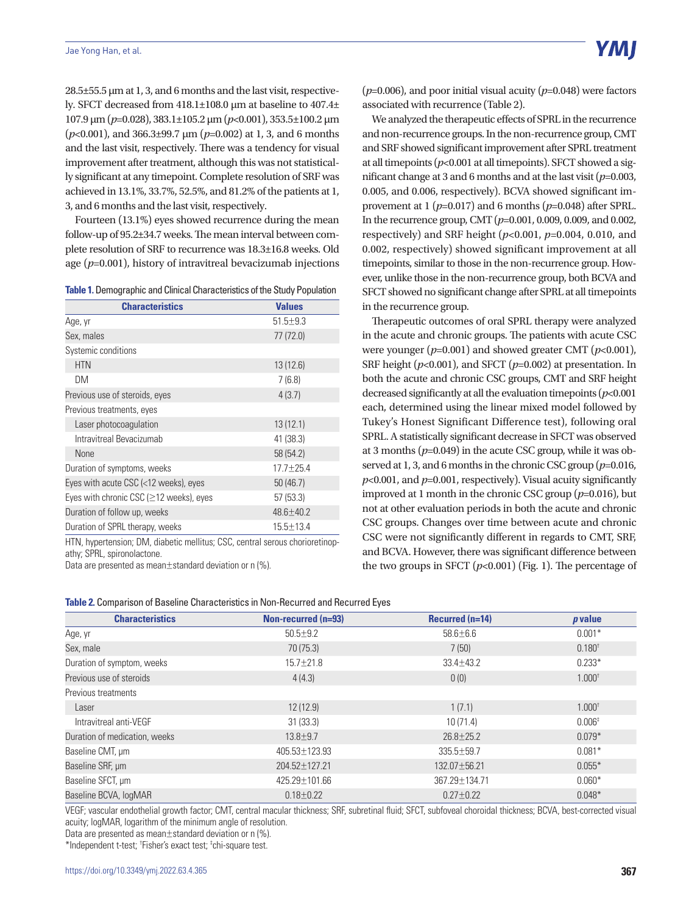28.5±55.5 μm at 1, 3, and 6 months and the last visit, respectively. SFCT decreased from 418.1±108.0 μm at baseline to 407.4±107.9 μm (*p*=0.028), 383.1±105.2 μm (*p*<0.001), 353.5±100.2 μm (*p*<0.001), and 366.3±99.7 μm (*p*=0.002) at 1, 3, and 6 months and the last visit, respectively. There was a tendency for visual improvement after treatment, although this was not statistically significant at any timepoint. Complete resolution of SRF was achieved in 13.1%, 33.7%, 52.5%, and 81.2% of the patients at 1, 3, and 6 months and the last visit, respectively.

Fourteen (13.1%) eyes showed recurrence during the mean follow-up of 95.2±34.7 weeks. The mean interval between complete resolution of SRF to recurrence was 18.3±16.8 weeks. Old age (*p*=0.001), history of intravitreal bevacizumab injections (*p*=0.006), and poor initial visual acuity (*p*=0.048) were factors associated with recurrence (Table 2).

**Table 1.** Demographic and Clinical Characteristics of the Study Population

| Characteristics | Values |
|---|---|
| Age, yr | 51.5±9.3 |
| Sex, males | 77 (72.0) |
| Systemic conditions | |
| HTN | 13 (12.6) |
| DM | 7 (6.8) |
| Previous use of steroids, eyes | 4 (3.7) |
| Previous treatments, eyes | |
| Laser photocoagulation | 13 (12.1) |
| Intravitreal Bevacizumab | 41 (38.3) |
| None | 58 (54.2) |
| Duration of symptoms, weeks | 17.7±25.4 |
| Eyes with acute CSC (<12 weeks), eyes | 50 (46.7) |
| Eyes with chronic CSC (≥12 weeks), eyes | 57 (53.3) |
| Duration of follow up, weeks | 48.6±40.2 |
| Duration of SPRL therapy, weeks | 15.5±13.4 |

HTN, hypertension; DM, diabetic mellitus; CSC, central serous chorioretinopathy; SPRL, spironolactone.
Data are presented as mean±standard deviation or n (%).

We analyzed the therapeutic effects of SPRL in the recurrence and non-recurrence groups. In the non-recurrence group, CMT and SRF showed significant improvement after SPRL treatment at all timepoints (*p*<0.001 at all timepoints). SFCT showed a significant change at 3 and 6 months and at the last visit (*p*=0.003, 0.005, and 0.006, respectively). BCVA showed significant improvement at 1 (*p*=0.017) and 6 months (*p*=0.048) after SPRL. In the recurrence group, CMT (*p*=0.001, 0.009, 0.009, and 0.002, respectively) and SRF height (*p*<0.001, *p*=0.004, 0.010, and 0.002, respectively) showed significant improvement at all timepoints, similar to those in the non-recurrence group. However, unlike those in the non-recurrence group, both BCVA and SFCT showed no significant change after SPRL at all timepoints in the recurrence group.

Therapeutic outcomes of oral SPRL therapy were analyzed in the acute and chronic groups. The patients with acute CSC were younger (*p*=0.001) and showed greater CMT (*p*<0.001), SRF height (*p*<0.001), and SFCT (*p*=0.002) at presentation. In both the acute and chronic CSC groups, CMT and SRF height decreased significantly at all the evaluation timepoints (*p*<0.001 each, determined using the linear mixed model followed by Tukey's Honest Significant Difference test), following oral SPRL. A statistically significant decrease in SFCT was observed at 3 months (*p*=0.049) in the acute CSC group, while it was observed at 1, 3, and 6 months in the chronic CSC group (*p*=0.016, *p*<0.001, and *p*=0.001, respectively). Visual acuity significantly improved at 1 month in the chronic CSC group (*p*=0.016), but not at other evaluation periods in both the acute and chronic CSC groups. Changes over time between acute and chronic CSC were not significantly different in regards to CMT, SRF, and BCVA. However, there was significant difference between the two groups in SFCT (*p*<0.001) (Fig. 1). The percentage of

**Table 2.** Comparison of Baseline Characteristics in Non-Recurred and Recurred Eyes

| Characteristics | Non-recurred (n=93) | Recurred (n=14) | *p* value |
|---|---|---|---|
| Age, yr | 50.5±9.2 | 58.6±6.6 | 0.001* |
| Sex, male | 70 (75.3) | 7 (50) | 0.180† |
| Duration of symptom, weeks | 15.7±21.8 | 33.4±43.2 | 0.233* |
| Previous use of steroids | 4 (4.3) | 0 (0) | 1.000† |
| Previous treatments | | | |
| Laser | 12 (12.9) | 1 (7.1) | 1.000† |
| Intravitreal anti-VEGF | 31 (33.3) | 10 (71.4) | 0.006‡ |
| Duration of medication, weeks | 13.8±9.7 | 26.8±25.2 | 0.079* |
| Baseline CMT, μm | 405.53±123.93 | 335.5±59.7 | 0.081* |
| Baseline SRF, μm | 204.52±127.21 | 132.07±56.21 | 0.055* |
| Baseline SFCT, μm | 425.29±101.66 | 367.29±134.71 | 0.060* |
| Baseline BCVA, logMAR | 0.18±0.22 | 0.27±0.22 | 0.048* |

VEGF; vascular endothelial growth factor; CMT, central macular thickness; SRF, subretinal fluid; SFCT, subfoveal choroidal thickness; BCVA, best-corrected visual acuity; logMAR, logarithm of the minimum angle of resolution.
Data are presented as mean±standard deviation or n (%).
*Independent t-test; †Fisher's exact test; ‡chi-square test.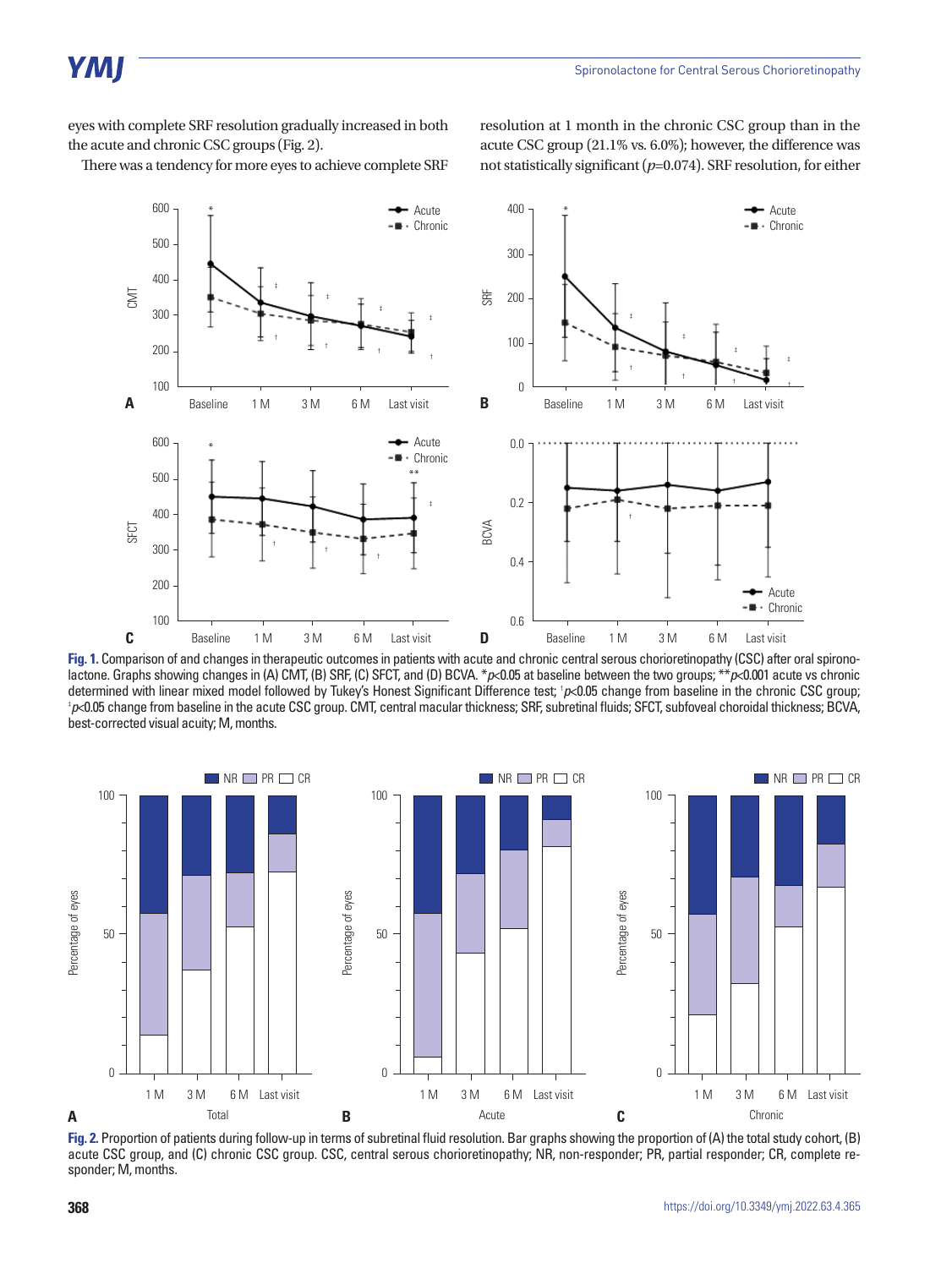eyes with complete SRF resolution gradually increased in both the acute and chronic CSC groups (Fig. 2).

There was a tendency for more eyes to achieve complete SRF resolution at 1 month in the chronic CSC group than in the acute CSC group (21.1% vs. 6.0%); however, the difference was not statistically significant ($p$=0.074). SRF resolution, for either

**Fig. 1.** Comparison of and changes in therapeutic outcomes in patients with acute and chronic central serous chorioretinopathy (CSC) after oral spironolactone. Graphs showing changes in (A) CMT, (B) SRF, (C) SFCT, and (D) BCVA. *$p$<0.05 at baseline between the two groups; **$p$<0.001 acute vs chronic determined with linear mixed model followed by Tukey's Honest Significant Difference test; †$p$<0.05 change from baseline in the chronic CSC group; ‡$p$<0.05 change from baseline in the acute CSC group. CMT, central macular thickness; SRF, subretinal fluids; SFCT, subfoveal choroidal thickness; BCVA, best-corrected visual acuity; M, months.

**Fig. 2.** Proportion of patients during follow-up in terms of subretinal fluid resolution. Bar graphs showing the proportion of (A) the total study cohort, (B) acute CSC group, and (C) chronic CSC group. CSC, central serous chorioretinopathy; NR, non-responder; PR, partial responder; CR, complete responder; M, months.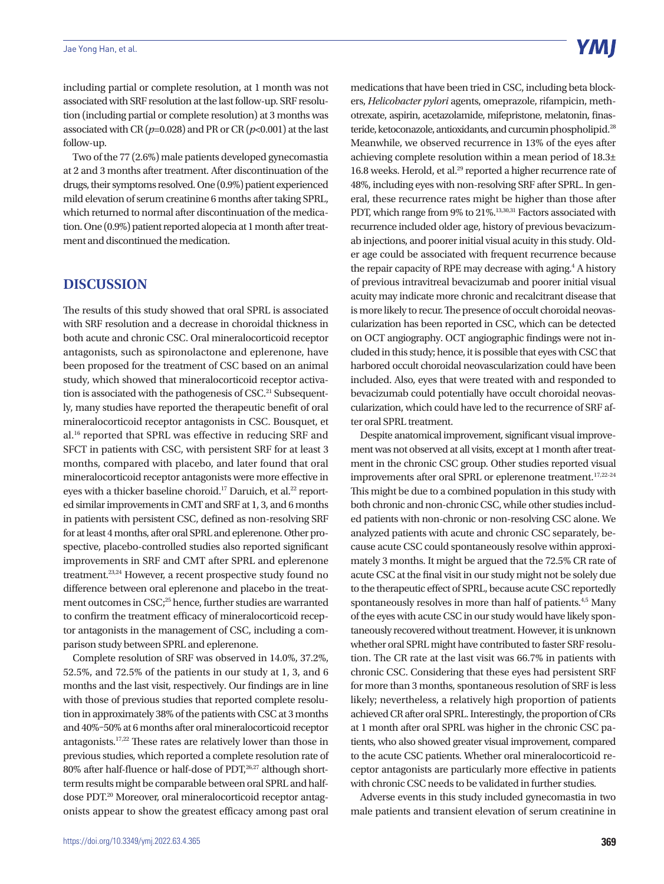including partial or complete resolution, at 1 month was not associated with SRF resolution at the last follow-up. SRF resolution (including partial or complete resolution) at 3 months was associated with CR ($p$=0.028) and PR or CR ($p$<0.001) at the last follow-up.

Two of the 77 (2.6%) male patients developed gynecomastia at 2 and 3 months after treatment. After discontinuation of the drugs, their symptoms resolved. One (0.9%) patient experienced mild elevation of serum creatinine 6 months after taking SPRL, which returned to normal after discontinuation of the medication. One (0.9%) patient reported alopecia at 1 month after treatment and discontinued the medication.

## DISCUSSION

The results of this study showed that oral SPRL is associated with SRF resolution and a decrease in choroidal thickness in both acute and chronic CSC. Oral mineralocorticoid receptor antagonists, such as spironolactone and eplerenone, have been proposed for the treatment of CSC based on an animal study, which showed that mineralocorticoid receptor activation is associated with the pathogenesis of CSC.[21] Subsequently, many studies have reported the therapeutic benefit of oral mineralocorticoid receptor antagonists in CSC. Bousquet, et al.[16] reported that SPRL was effective in reducing SRF and SFCT in patients with CSC, with persistent SRF for at least 3 months, compared with placebo, and later found that oral mineralocorticoid receptor antagonists were more effective in eyes with a thicker baseline choroid.[17] Daruich, et al.[22] reported similar improvements in CMT and SRF at 1, 3, and 6 months in patients with persistent CSC, defined as non-resolving SRF for at least 4 months, after oral SPRL and eplerenone. Other prospective, placebo-controlled studies also reported significant improvements in SRF and CMT after SPRL and eplerenone treatment.[23,24] However, a recent prospective study found no difference between oral eplerenone and placebo in the treatment outcomes in CSC;[25] hence, further studies are warranted to confirm the treatment efficacy of mineralocorticoid receptor antagonists in the management of CSC, including a comparison study between SPRL and eplerenone.

Complete resolution of SRF was observed in 14.0%, 37.2%, 52.5%, and 72.5% of the patients in our study at 1, 3, and 6 months and the last visit, respectively. Our findings are in line with those of previous studies that reported complete resolution in approximately 38% of the patients with CSC at 3 months and 40%–50% at 6 months after oral mineralocorticoid receptor antagonists.[17,22] These rates are relatively lower than those in previous studies, which reported a complete resolution rate of 80% after half-fluence or half-dose of PDT,[26,27] although short-term results might be comparable between oral SPRL and half-dose PDT.[20] Moreover, oral mineralocorticoid receptor antagonists appear to show the greatest efficacy among past oral medications that have been tried in CSC, including beta blockers, *Helicobacter pylori* agents, omeprazole, rifampicin, methotrexate, aspirin, acetazolamide, mifepristone, melatonin, finasteride, ketoconazole, antioxidants, and curcumin phospholipid.[28] Meanwhile, we observed recurrence in 13% of the eyes after achieving complete resolution within a mean period of 18.3±16.8 weeks. Herold, et al.[29] reported a higher recurrence rate of 48%, including eyes with non-resolving SRF after SPRL. In general, these recurrence rates might be higher than those after PDT, which range from 9% to 21%.[13,30,31] Factors associated with recurrence included older age, history of previous bevacizumab injections, and poorer initial visual acuity in this study. Older age could be associated with frequent recurrence because the repair capacity of RPE may decrease with aging.[4] A history of previous intravitreal bevacizumab and poorer initial visual acuity may indicate more chronic and recalcitrant disease that is more likely to recur. The presence of occult choroidal neovascularization has been reported in CSC, which can be detected on OCT angiography. OCT angiographic findings were not included in this study; hence, it is possible that eyes with CSC that harbored occult choroidal neovascularization could have been included. Also, eyes that were treated with and responded to bevacizumab could potentially have occult choroidal neovascularization, which could have led to the recurrence of SRF after oral SPRL treatment.

Despite anatomical improvement, significant visual improvement was not observed at all visits, except at 1 month after treatment in the chronic CSC group. Other studies reported visual improvements after oral SPRL or eplerenone treatment.[17,22-24] This might be due to a combined population in this study with both chronic and non-chronic CSC, while other studies included patients with non-chronic or non-resolving CSC alone. We analyzed patients with acute and chronic CSC separately, because acute CSC could spontaneously resolve within approximately 3 months. It might be argued that the 72.5% CR rate of acute CSC at the final visit in our study might not be solely due to the therapeutic effect of SPRL, because acute CSC reportedly spontaneously resolves in more than half of patients.[4,5] Many of the eyes with acute CSC in our study would have likely spontaneously recovered without treatment. However, it is unknown whether oral SPRL might have contributed to faster SRF resolution. The CR rate at the last visit was 66.7% in patients with chronic CSC. Considering that these eyes had persistent SRF for more than 3 months, spontaneous resolution of SRF is less likely; nevertheless, a relatively high proportion of patients achieved CR after oral SPRL. Interestingly, the proportion of CRs at 1 month after oral SPRL was higher in the chronic CSC patients, who also showed greater visual improvement, compared to the acute CSC patients. Whether oral mineralocorticoid receptor antagonists are particularly more effective in patients with chronic CSC needs to be validated in further studies.

Adverse events in this study included gynecomastia in two male patients and transient elevation of serum creatinine in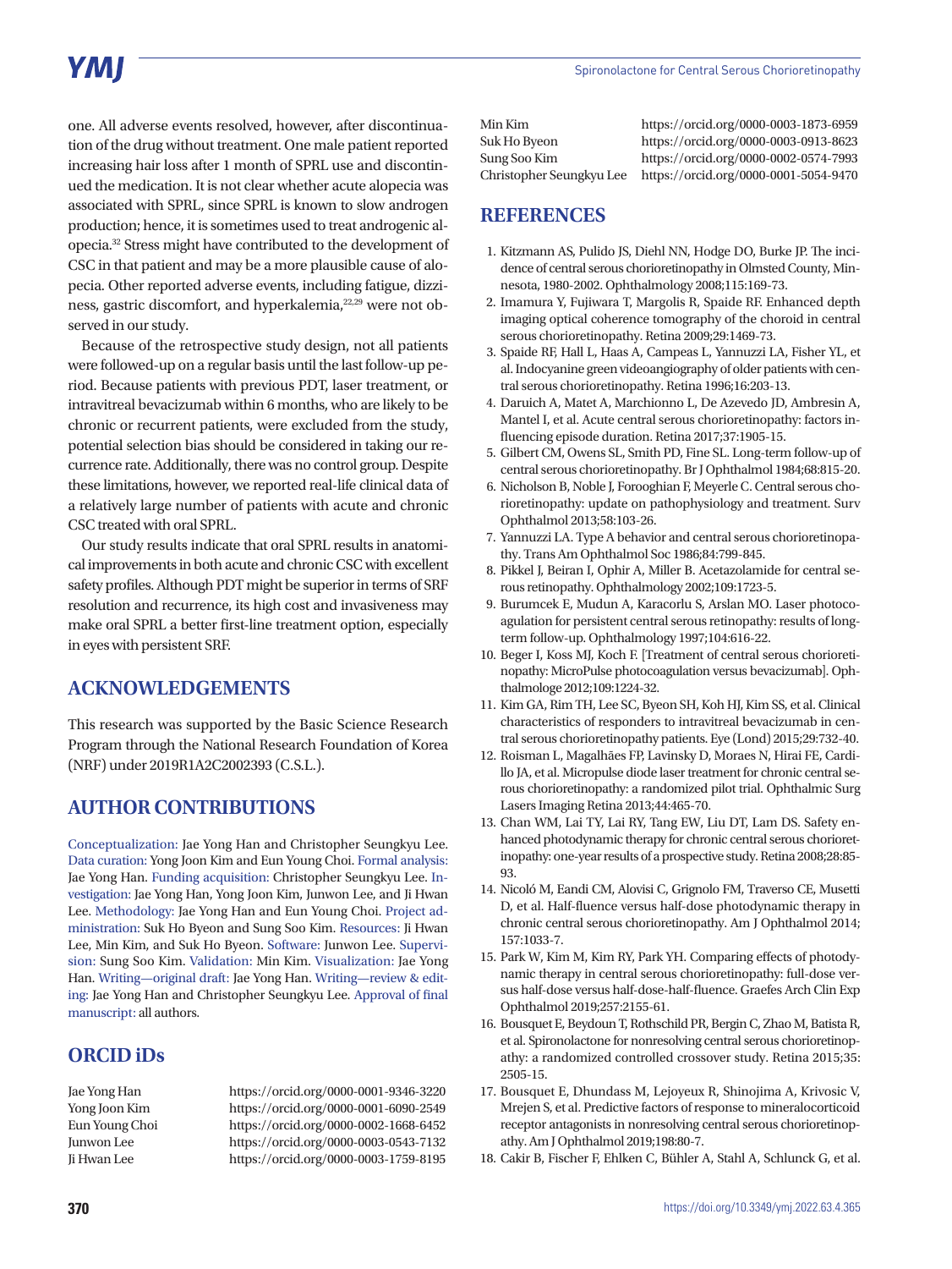one. All adverse events resolved, however, after discontinuation of the drug without treatment. One male patient reported increasing hair loss after 1 month of SPRL use and discontinued the medication. It is not clear whether acute alopecia was associated with SPRL, since SPRL is known to slow androgen production; hence, it is sometimes used to treat androgenic alopecia.[32] Stress might have contributed to the development of CSC in that patient and may be a more plausible cause of alopecia. Other reported adverse events, including fatigue, dizziness, gastric discomfort, and hyperkalemia,[22,29] were not observed in our study.

Because of the retrospective study design, not all patients were followed-up on a regular basis until the last follow-up period. Because patients with previous PDT, laser treatment, or intravitreal bevacizumab within 6 months, who are likely to be chronic or recurrent patients, were excluded from the study, potential selection bias should be considered in taking our recurrence rate. Additionally, there was no control group. Despite these limitations, however, we reported real-life clinical data of a relatively large number of patients with acute and chronic CSC treated with oral SPRL.

Our study results indicate that oral SPRL results in anatomical improvements in both acute and chronic CSC with excellent safety profiles. Although PDT might be superior in terms of SRF resolution and recurrence, its high cost and invasiveness may make oral SPRL a better first-line treatment option, especially in eyes with persistent SRF.

## ACKNOWLEDGEMENTS

This research was supported by the Basic Science Research Program through the National Research Foundation of Korea (NRF) under 2019R1A2C2002393 (C.S.L.).

## AUTHOR CONTRIBUTIONS

Conceptualization: Jae Yong Han and Christopher Seungkyu Lee. Data curation: Yong Joon Kim and Eun Young Choi. Formal analysis: Jae Yong Han. Funding acquisition: Christopher Seungkyu Lee. Investigation: Jae Yong Han, Yong Joon Kim, Junwon Lee, and Ji Hwan Lee. Methodology: Jae Yong Han and Eun Young Choi. Project administration: Suk Ho Byeon and Sung Soo Kim. Resources: Ji Hwan Lee, Min Kim, and Suk Ho Byeon. Software: Junwon Lee. Supervision: Sung Soo Kim. Validation: Min Kim. Visualization: Jae Yong Han. Writing—original draft: Jae Yong Han. Writing—review & editing: Jae Yong Han and Christopher Seungkyu Lee. Approval of final manuscript: all authors.

## ORCID iDs

| | |
|---|---|
| Jae Yong Han | https://orcid.org/0000-0001-9346-3220 |
| Yong Joon Kim | https://orcid.org/0000-0001-6090-2549 |
| Eun Young Choi | https://orcid.org/0000-0002-1668-6452 |
| Junwon Lee | https://orcid.org/0000-0003-0543-7132 |
| Ji Hwan Lee | https://orcid.org/0000-0003-1759-8195 |
| Min Kim | https://orcid.org/0000-0003-1873-6959 |
| Suk Ho Byeon | https://orcid.org/0000-0003-0913-8623 |
| Sung Soo Kim | https://orcid.org/0000-0002-0574-7993 |
| Christopher Seungkyu Lee | https://orcid.org/0000-0001-5054-9470 |

## REFERENCES

1. Kitzmann AS, Pulido JS, Diehl NN, Hodge DO, Burke JP. The incidence of central serous chorioretinopathy in Olmsted County, Minnesota, 1980-2002. Ophthalmology 2008;115:169-73.
2. Imamura Y, Fujiwara T, Margolis R, Spaide RF. Enhanced depth imaging optical coherence tomography of the choroid in central serous chorioretinopathy. Retina 2009;29:1469-73.
3. Spaide RF, Hall L, Haas A, Campeas L, Yannuzzi LA, Fisher YL, et al. Indocyanine green videoangiography of older patients with central serous chorioretinopathy. Retina 1996;16:203-13.
4. Daruich A, Matet A, Marchionno L, De Azevedo JD, Ambresin A, Mantel I, et al. Acute central serous chorioretinopathy: factors influencing episode duration. Retina 2017;37:1905-15.
5. Gilbert CM, Owens SL, Smith PD, Fine SL. Long-term follow-up of central serous chorioretinopathy. Br J Ophthalmol 1984;68:815-20.
6. Nicholson B, Noble J, Forooghian F, Meyerle C. Central serous chorioretinopathy: update on pathophysiology and treatment. Surv Ophthalmol 2013;58:103-26.
7. Yannuzzi LA. Type A behavior and central serous chorioretinopathy. Trans Am Ophthalmol Soc 1986;84:799-845.
8. Pikkel J, Beiran I, Ophir A, Miller B. Acetazolamide for central serous retinopathy. Ophthalmology 2002;109:1723-5.
9. Burumcek E, Mudun A, Karacorlu S, Arslan MO. Laser photocoagulation for persistent central serous retinopathy: results of long-term follow-up. Ophthalmology 1997;104:616-22.
10. Beger I, Koss MJ, Koch F. [Treatment of central serous chorioretinopathy: MicroPulse photocoagulation versus bevacizumab]. Ophthalmologe 2012;109:1224-32.
11. Kim GA, Rim TH, Lee SC, Byeon SH, Koh HJ, Kim SS, et al. Clinical characteristics of responders to intravitreal bevacizumab in central serous chorioretinopathy patients. Eye (Lond) 2015;29:732-40.
12. Roisman L, Magalhães FP, Lavinsky D, Moraes N, Hirai FE, Cardillo JA, et al. Micropulse diode laser treatment for chronic central serous chorioretinopathy: a randomized pilot trial. Ophthalmic Surg Lasers Imaging Retina 2013;44:465-70.
13. Chan WM, Lai TY, Lai RY, Tang EW, Liu DT, Lam DS. Safety enhanced photodynamic therapy for chronic central serous chorioretinopathy: one-year results of a prospective study. Retina 2008;28:85-93.
14. Nicoló M, Eandi CM, Alovisi C, Grignolo FM, Traverso CE, Musetti D, et al. Half-fluence versus half-dose photodynamic therapy in chronic central serous chorioretinopathy. Am J Ophthalmol 2014;157:1033-7.
15. Park W, Kim M, Kim RY, Park YH. Comparing effects of photodynamic therapy in central serous chorioretinopathy: full-dose versus half-dose versus half-dose-half-fluence. Graefes Arch Clin Exp Ophthalmol 2019;257:2155-61.
16. Bousquet E, Beydoun T, Rothschild PR, Bergin C, Zhao M, Batista R, et al. Spironolactone for nonresolving central serous chorioretinopathy: a randomized controlled crossover study. Retina 2015;35:2505-15.
17. Bousquet E, Dhundass M, Lejoyeux R, Shinojima A, Krivosic V, Mrejen S, et al. Predictive factors of response to mineralocorticoid receptor antagonists in nonresolving central serous chorioretinopathy. Am J Ophthalmol 2019;198:80-7.
18. Cakir B, Fischer F, Ehlken C, Bühler A, Stahl A, Schlunck G, et al.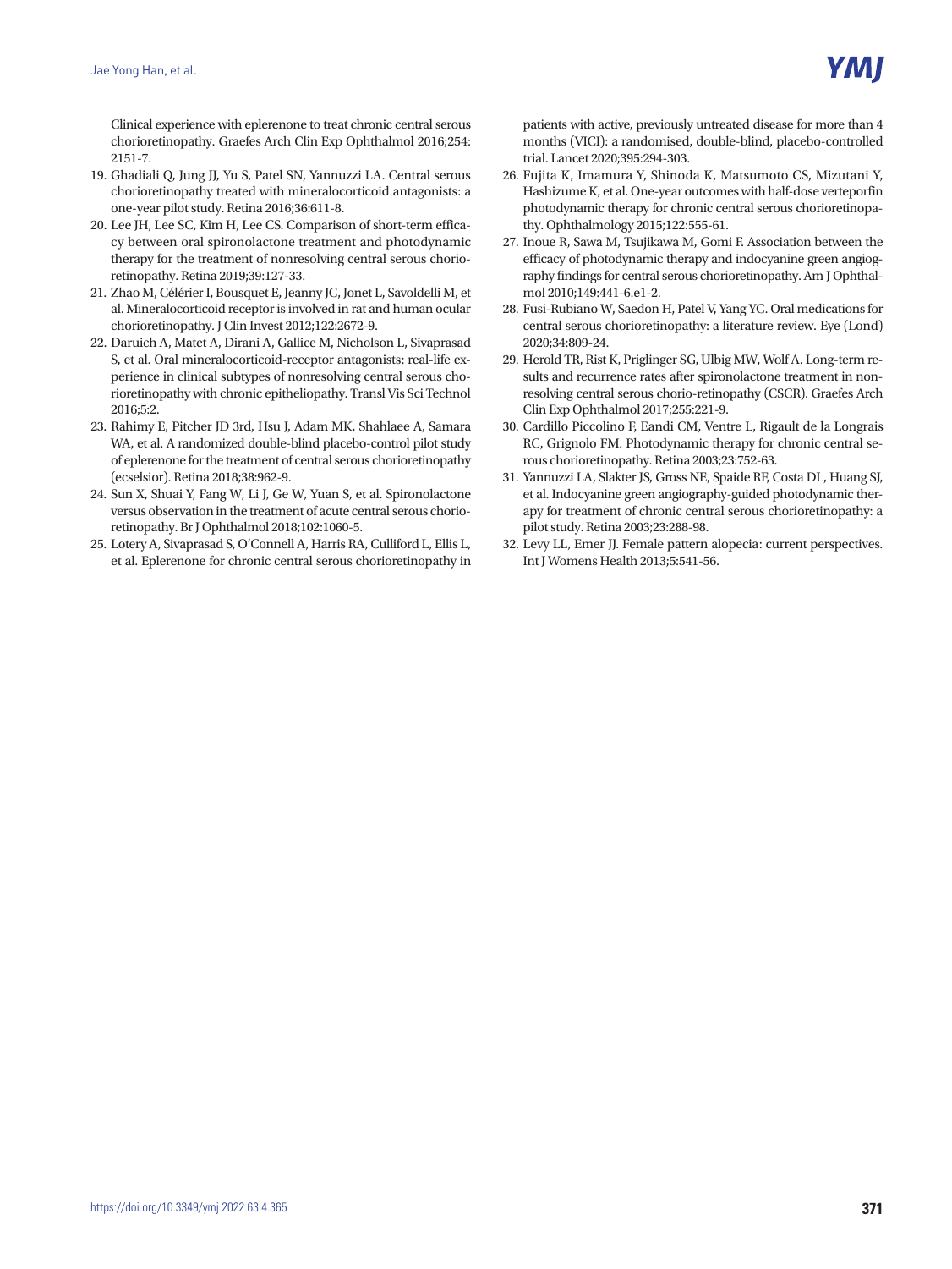Clinical experience with eplerenone to treat chronic central serous chorioretinopathy. Graefes Arch Clin Exp Ophthalmol 2016;254: 2151-7.

19. Ghadiali Q, Jung JJ, Yu S, Patel SN, Yannuzzi LA. Central serous chorioretinopathy treated with mineralocorticoid antagonists: a one-year pilot study. Retina 2016;36:611-8.
20. Lee JH, Lee SC, Kim H, Lee CS. Comparison of short-term efficacy between oral spironolactone treatment and photodynamic therapy for the treatment of nonresolving central serous chorioretinopathy. Retina 2019;39:127-33.
21. Zhao M, Célérier I, Bousquet E, Jeanny JC, Jonet L, Savoldelli M, et al. Mineralocorticoid receptor is involved in rat and human ocular chorioretinopathy. J Clin Invest 2012;122:2672-9.
22. Daruich A, Matet A, Dirani A, Gallice M, Nicholson L, Sivaprasad S, et al. Oral mineralocorticoid-receptor antagonists: real-life experience in clinical subtypes of nonresolving central serous chorioretinopathy with chronic epitheliopathy. Transl Vis Sci Technol 2016;5:2.
23. Rahimy E, Pitcher JD 3rd, Hsu J, Adam MK, Shahlaee A, Samara WA, et al. A randomized double-blind placebo-control pilot study of eplerenone for the treatment of central serous chorioretinopathy (ecselsior). Retina 2018;38:962-9.
24. Sun X, Shuai Y, Fang W, Li J, Ge W, Yuan S, et al. Spironolactone versus observation in the treatment of acute central serous chorioretinopathy. Br J Ophthalmol 2018;102:1060-5.
25. Lotery A, Sivaprasad S, O'Connell A, Harris RA, Culliford L, Ellis L, et al. Eplerenone for chronic central serous chorioretinopathy in patients with active, previously untreated disease for more than 4 months (VICI): a randomised, double-blind, placebo-controlled trial. Lancet 2020;395:294-303.
26. Fujita K, Imamura Y, Shinoda K, Matsumoto CS, Mizutani Y, Hashizume K, et al. One-year outcomes with half-dose verteporfin photodynamic therapy for chronic central serous chorioretinopathy. Ophthalmology 2015;122:555-61.
27. Inoue R, Sawa M, Tsujikawa M, Gomi F. Association between the efficacy of photodynamic therapy and indocyanine green angiography findings for central serous chorioretinopathy. Am J Ophthalmol 2010;149:441-6.e1-2.
28. Fusi-Rubiano W, Saedon H, Patel V, Yang YC. Oral medications for central serous chorioretinopathy: a literature review. Eye (Lond) 2020;34:809-24.
29. Herold TR, Rist K, Priglinger SG, Ulbig MW, Wolf A. Long-term results and recurrence rates after spironolactone treatment in nonresolving central serous chorio-retinopathy (CSCR). Graefes Arch Clin Exp Ophthalmol 2017;255:221-9.
30. Cardillo Piccolino F, Eandi CM, Ventre L, Rigault de la Longrais RC, Grignolo FM. Photodynamic therapy for chronic central serous chorioretinopathy. Retina 2003;23:752-63.
31. Yannuzzi LA, Slakter JS, Gross NE, Spaide RF, Costa DL, Huang SJ, et al. Indocyanine green angiography-guided photodynamic therapy for treatment of chronic central serous chorioretinopathy: a pilot study. Retina 2003;23:288-98.
32. Levy LL, Emer JJ. Female pattern alopecia: current perspectives. Int J Womens Health 2013;5:541-56.